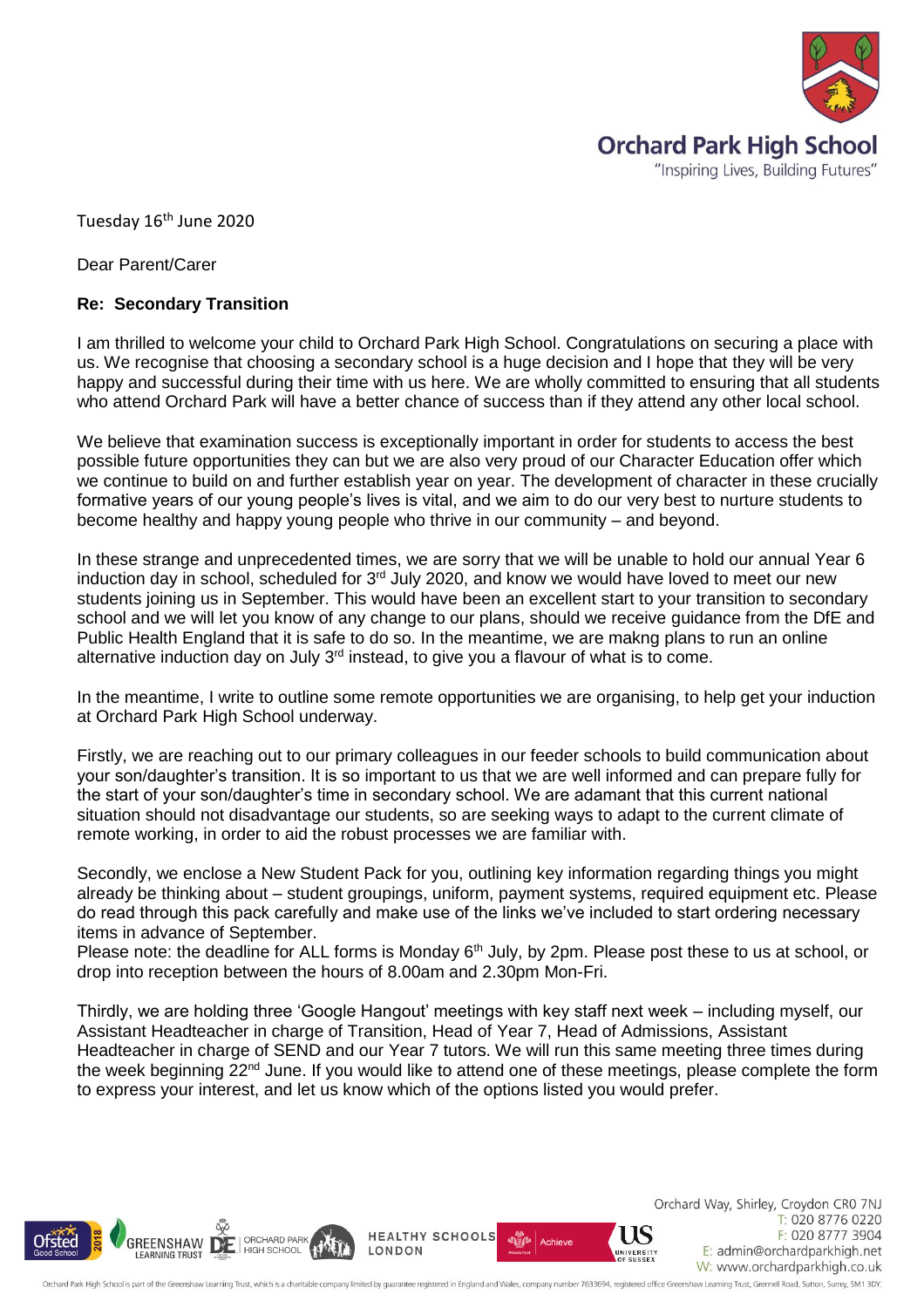Orchard Park High School

"Inspiring Lives, Building Futures"

Tuesday 16th June 2020

Dear Parent/Carer

**Re: Secondary Transition**

I am thrilled to welcome your child to Orchard Park High School. Congratulations on securing a place with us. We recognise that choosing a secondary school is a huge decision and I hope that they will be very happy and successful during their time with us here. We are wholly committed to ensuring that all students who attend Orchard Park will have a better chance of success than if they attend any other local school.

We believe that examination success is exceptionally important in order for students to access the best possible future opportunities they can but we are also very proud of our Character Education offer which we continue to build on and further establish year on year. The development of character in these crucially formative years of our young people's lives is vital, and we aim to do our very best to nurture students to become healthy and happy young people who thrive in our community – and beyond.

In these strange and unprecedented times, we are sorry that we will be unable to hold our annual Year 6 induction day in school, scheduled for 3rd July 2020, and know we would have loved to meet our new students joining us in September. This would have been an excellent start to your transition to secondary school and we will let you know of any change to our plans, should we receive guidance from the DfE and Public Health England that it is safe to do so. In the meantime, we are makng plans to run an online alternative induction day on July 3rd instead, to give you a flavour of what is to come.

In the meantime, I write to outline some remote opportunities we are organising, to help get your induction at Orchard Park High School underway.

Firstly, we are reaching out to our primary colleagues in our feeder schools to build communication about your son/daughter's transition. It is so important to us that we are well informed and can prepare fully for the start of your son/daughter's time in secondary school. We are adamant that this current national situation should not disadvantage our students, so are seeking ways to adapt to the current climate of remote working, in order to aid the robust processes we are familiar with.

Secondly, we enclose a New Student Pack for you, outlining key information regarding things you might already be thinking about – student groupings, uniform, payment systems, required equipment etc. Please do read through this pack carefully and make use of the links we've included to start ordering necessary items in advance of September.
Please note: the deadline for ALL forms is Monday 6th July, by 2pm. Please post these to us at school, or drop into reception between the hours of 8.00am and 2.30pm Mon-Fri.

Thirdly, we are holding three 'Google Hangout' meetings with key staff next week – including myself, our Assistant Headteacher in charge of Transition, Head of Year 7, Head of Admissions, Assistant Headteacher in charge of SEND and our Year 7 tutors. We will run this same meeting three times during the week beginning 22nd June. If you would like to attend one of these meetings, please complete the form to express your interest, and let us know which of the options listed you would prefer.

Orchard Way, Shirley, Croydon CR0 7NJ
T: 020 8776 0220
F: 020 8777 3904
E: admin@orchardparkhigh.net
W: www.orchardparkhigh.co.uk

Orchard Park High School is part of the Greenshaw Learning Trust, which is a charitable company limited by guarantee registered in England and Wales, company number 7633694, registered office Greenshaw Learning Trust, Grennell Road, Sutton, Surrey, SM1 3DY.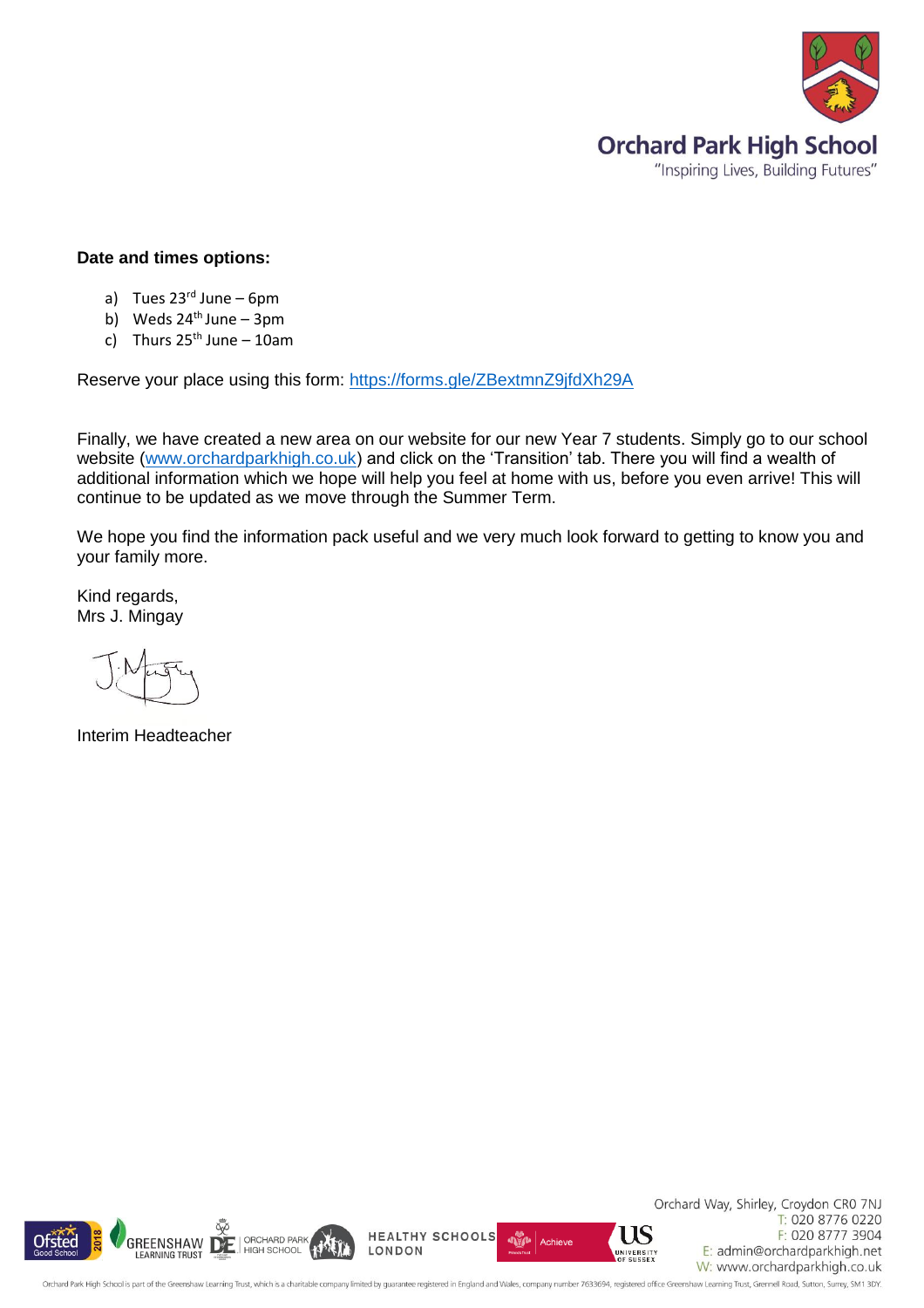**Date and times options:**

a) Tues 23rd June – 6pm
b) Weds 24th June – 3pm
c) Thurs 25th June – 10am

Reserve your place using this form: https://forms.gle/ZBextmnZ9jfdXh29A

Finally, we have created a new area on our website for our new Year 7 students. Simply go to our school website (www.orchardparkhigh.co.uk) and click on the 'Transition' tab. There you will find a wealth of additional information which we hope will help you feel at home with us, before you even arrive! This will continue to be updated as we move through the Summer Term.

We hope you find the information pack useful and we very much look forward to getting to know you and your family more.

Kind regards,
Mrs J. Mingay

Interim Headteacher